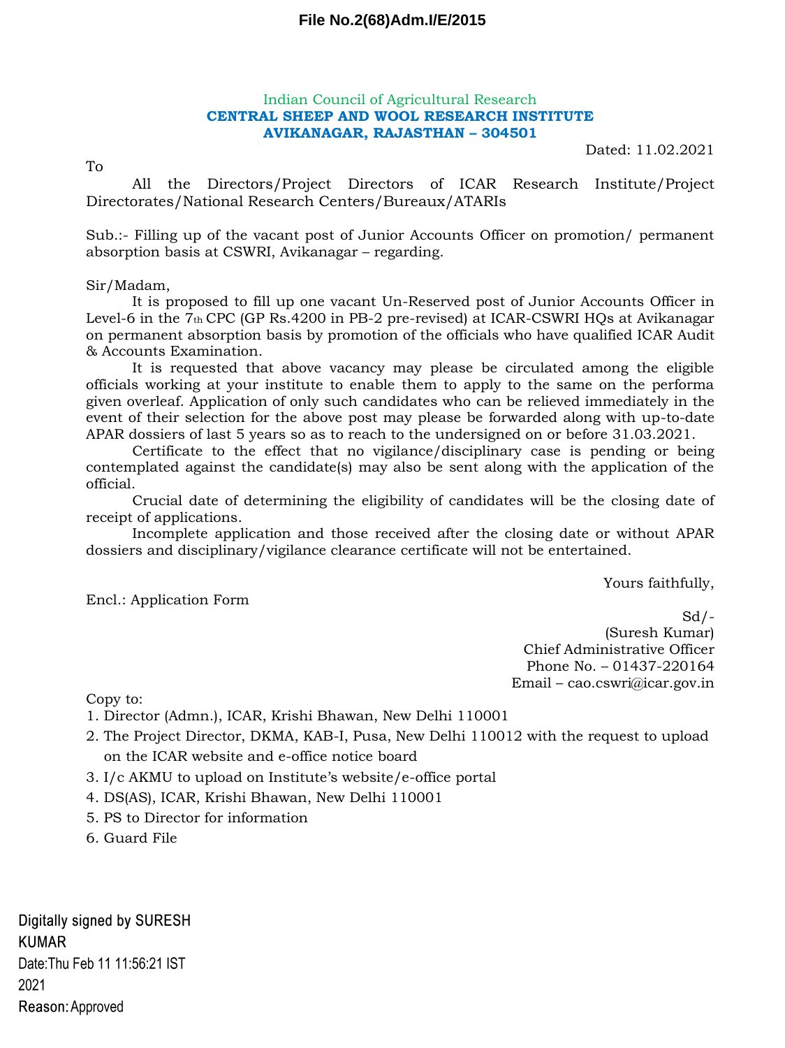**File No.2(68)Adm.I/E/2015**

Indian Council of Agricultural Research
**CENTRAL SHEEP AND WOOL RESEARCH INSTITUTE**
**AVIKANAGAR, RAJASTHAN – 304501**

Dated: 11.02.2021

To

All the Directors/Project Directors of ICAR Research Institute/Project Directorates/National Research Centers/Bureaux/ATARIs

Sub.:- Filling up of the vacant post of Junior Accounts Officer on promotion/ permanent absorption basis at CSWRI, Avikanagar – regarding.

Sir/Madam,

It is proposed to fill up one vacant Un-Reserved post of Junior Accounts Officer in Level-6 in the 7th CPC (GP Rs.4200 in PB-2 pre-revised) at ICAR-CSWRI HQs at Avikanagar on permanent absorption basis by promotion of the officials who have qualified ICAR Audit & Accounts Examination.

It is requested that above vacancy may please be circulated among the eligible officials working at your institute to enable them to apply to the same on the performa given overleaf. Application of only such candidates who can be relieved immediately in the event of their selection for the above post may please be forwarded along with up-to-date APAR dossiers of last 5 years so as to reach to the undersigned on or before 31.03.2021.

Certificate to the effect that no vigilance/disciplinary case is pending or being contemplated against the candidate(s) may also be sent along with the application of the official.

Crucial date of determining the eligibility of candidates will be the closing date of receipt of applications.

Incomplete application and those received after the closing date or without APAR dossiers and disciplinary/vigilance clearance certificate will not be entertained.

Yours faithfully,

Encl.: Application Form

Sd/-
(Suresh Kumar)
Chief Administrative Officer
Phone No. – 01437-220164
Email – cao.cswri@icar.gov.in

Copy to:

1. Director (Admn.), ICAR, Krishi Bhawan, New Delhi 110001
2. The Project Director, DKMA, KAB-I, Pusa, New Delhi 110012 with the request to upload on the ICAR website and e-office notice board
3. I/c AKMU to upload on Institute's website/e-office portal
4. DS(AS), ICAR, Krishi Bhawan, New Delhi 110001
5. PS to Director for information
6. Guard File

Digitally signed by SURESH KUMAR
Date:Thu Feb 11 11:56:21 IST 2021
Reason: Approved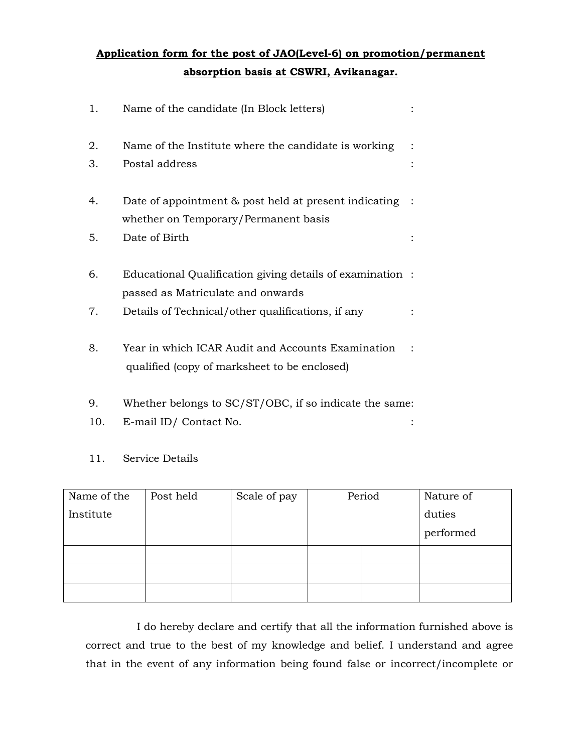**Application form for the post of JAO(Level-6) on promotion/permanent absorption basis at CSWRI, Avikanagar.**

1. Name of the candidate (In Block letters) :

2. Name of the Institute where the candidate is working :
3. Postal address :

4. Date of appointment & post held at present indicating whether on Temporary/Permanent basis :
5. Date of Birth :

6. Educational Qualification giving details of examination passed as Matriculate and onwards :
7. Details of Technical/other qualifications, if any :

8. Year in which ICAR Audit and Accounts Examination qualified (copy of marksheet to be enclosed) :

9. Whether belongs to SC/ST/OBC, if so indicate the same:
10. E-mail ID/ Contact No. :

11. Service Details

| Name of the Institute | Post held | Scale of pay | Period | | Nature of duties performed |
|---|---|---|---|---|---|
| | | | | | |
| | | | | | |
| | | | | | |

I do hereby declare and certify that all the information furnished above is correct and true to the best of my knowledge and belief. I understand and agree that in the event of any information being found false or incorrect/incomplete or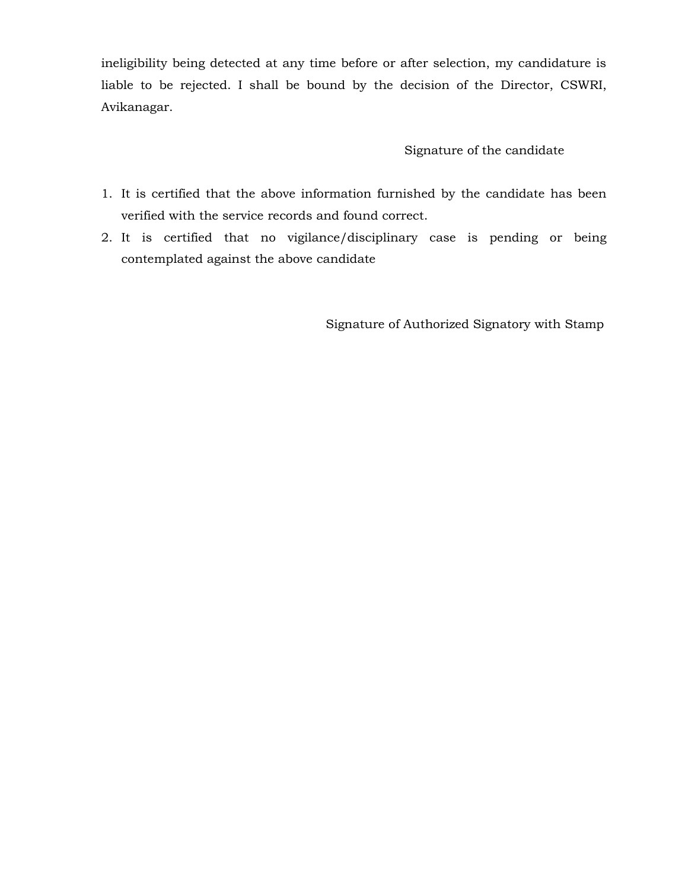ineligibility being detected at any time before or after selection, my candidature is liable to be rejected. I shall be bound by the decision of the Director, CSWRI, Avikanagar.

Signature of the candidate

1. It is certified that the above information furnished by the candidate has been verified with the service records and found correct.
2. It is certified that no vigilance/disciplinary case is pending or being contemplated against the above candidate

Signature of Authorized Signatory with Stamp